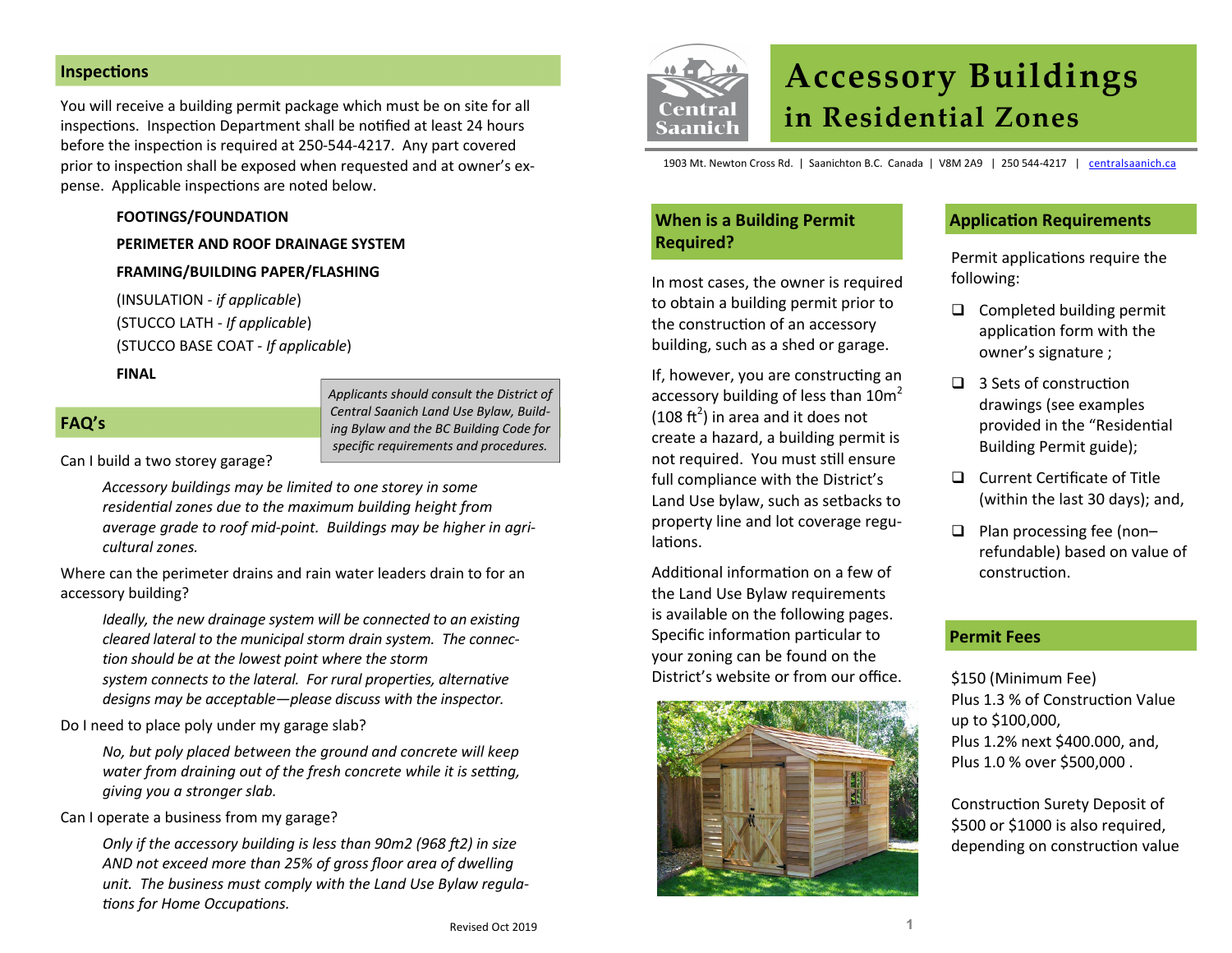# Accessory Buildings in Residential Zones

1903 Mt. Newton Cross Rd. | Saanichton B.C. Canada | V8M 2A9 | 250 544-4217 | centralsaanich.ca

## When is a Building Permit Required?

In most cases, the owner is required to obtain a building permit prior to the construction of an accessory building, such as a shed or garage.

If, however, you are constructing an accessory building of less than $10m^2$ ($108 ft^2$) in area and it does not create a hazard, a building permit is not required. You must still ensure full compliance with the District's Land Use bylaw, such as setbacks to property line and lot coverage regulations.

Additional information on a few of the Land Use Bylaw requirements is available on the following pages. Specific information particular to your zoning can be found on the District's website or from our office.

## Application Requirements

Permit applications require the following:

- ❑ Completed building permit application form with the owner's signature ;
- ❑ 3 Sets of construction drawings (see examples provided in the "Residential Building Permit guide);
- ❑ Current Certificate of Title (within the last 30 days); and,
- ❑ Plan processing fee (non–refundable) based on value of construction.

## Permit Fees

$150 (Minimum Fee)
Plus 1.3 % of Construction Value up to $100,000,
Plus 1.2% next $400.000, and,
Plus 1.0 % over $500,000 .

Construction Surety Deposit of $500 or $1000 is also required, depending on construction value

## Inspections

You will receive a building permit package which must be on site for all inspections. Inspection Department shall be notified at least 24 hours before the inspection is required at 250-544-4217. Any part covered prior to inspection shall be exposed when requested and at owner's expense. Applicable inspections are noted below.

**FOOTINGS/FOUNDATION**

**PERIMETER AND ROOF DRAINAGE SYSTEM**

**FRAMING/BUILDING PAPER/FLASHING**

(INSULATION - *if applicable*)
(STUCCO LATH - *If applicable*)
(STUCCO BASE COAT - *If applicable*)

**FINAL**

*Applicants should consult the District of Central Saanich Land Use Bylaw, Building Bylaw and the BC Building Code for specific requirements and procedures.*

## FAQ's

Can I build a two storey garage?

> *Accessory buildings may be limited to one storey in some residential zones due to the maximum building height from average grade to roof mid-point. Buildings may be higher in agricultural zones.*

Where can the perimeter drains and rain water leaders drain to for an accessory building?

> *Ideally, the new drainage system will be connected to an existing cleared lateral to the municipal storm drain system. The connection should be at the lowest point where the storm system connects to the lateral. For rural properties, alternative designs may be acceptable—please discuss with the inspector.*

Do I need to place poly under my garage slab?

> *No, but poly placed between the ground and concrete will keep water from draining out of the fresh concrete while it is setting, giving you a stronger slab.*

Can I operate a business from my garage?

> *Only if the accessory building is less than 90m2 (968 ft2) in size AND not exceed more than 25% of gross floor area of dwelling unit. The business must comply with the Land Use Bylaw regulations for Home Occupations.*

Revised Oct 2019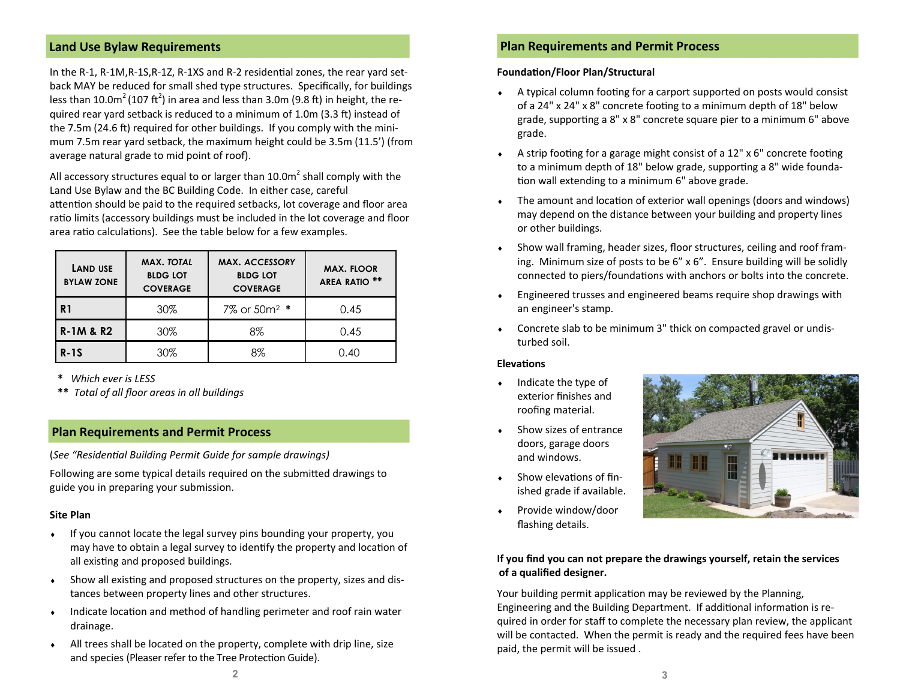## Land Use Bylaw Requirements

In the R-1, R-1M,R-1S,R-1Z, R-1XS and R-2 residential zones, the rear yard setback MAY be reduced for small shed type structures. Specifically, for buildings less than 10.0m$^2$ (107 ft$^2$) in area and less than 3.0m (9.8 ft) in height, the required rear yard setback is reduced to a minimum of 1.0m (3.3 ft) instead of the 7.5m (24.6 ft) required for other buildings. If you comply with the minimum 7.5m rear yard setback, the maximum height could be 3.5m (11.5') (from average natural grade to mid point of roof).

All accessory structures equal to or larger than 10.0m$^2$ shall comply with the Land Use Bylaw and the BC Building Code. In either case, careful attention should be paid to the required setbacks, lot coverage and floor area ratio limits (accessory buildings must be included in the lot coverage and floor area ratio calculations). See the table below for a few examples.

| Land Use Bylaw Zone | Max. *Total* Bldg Lot Coverage | Max. *Accessory* Bldg Lot Coverage | Max. Floor Area Ratio ** |
|---|---|---|---|
| R1 | 30% | 7% or 50m$^2$ * | 0.45 |
| R-1M & R2 | 30% | 8% | 0.45 |
| R-1S | 30% | 8% | 0.40 |

\* *Which ever is LESS*

\** *Total of all floor areas in all buildings*

## Plan Requirements and Permit Process

(*See "Residential Building Permit Guide for sample drawings)*

Following are some typical details required on the submitted drawings to guide you in preparing your submission.

### Site Plan

- If you cannot locate the legal survey pins bounding your property, you may have to obtain a legal survey to identify the property and location of all existing and proposed buildings.
- Show all existing and proposed structures on the property, sizes and distances between property lines and other structures.
- Indicate location and method of handling perimeter and roof rain water drainage.
- All trees shall be located on the property, complete with drip line, size and species (Pleaser refer to the Tree Protection Guide).

## Plan Requirements and Permit Process

### Foundation/Floor Plan/Structural

- A typical column footing for a carport supported on posts would consist of a 24" x 24" x 8" concrete footing to a minimum depth of 18" below grade, supporting a 8" x 8" concrete square pier to a minimum 6" above grade.
- A strip footing for a garage might consist of a 12" x 6" concrete footing to a minimum depth of 18" below grade, supporting a 8" wide foundation wall extending to a minimum 6" above grade.
- The amount and location of exterior wall openings (doors and windows) may depend on the distance between your building and property lines or other buildings.
- Show wall framing, header sizes, floor structures, ceiling and roof framing. Minimum size of posts to be 6" x 6". Ensure building will be solidly connected to piers/foundations with anchors or bolts into the concrete.
- Engineered trusses and engineered beams require shop drawings with an engineer's stamp.
- Concrete slab to be minimum 3" thick on compacted gravel or undisturbed soil.

### Elevations

- Indicate the type of exterior finishes and roofing material.
- Show sizes of entrance doors, garage doors and windows.
- Show elevations of finished grade if available.
- Provide window/door flashing details.

**If you find you can not prepare the drawings yourself, retain the services of a qualified designer.**

Your building permit application may be reviewed by the Planning, Engineering and the Building Department. If additional information is required in order for staff to complete the necessary plan review, the applicant will be contacted. When the permit is ready and the required fees have been paid, the permit will be issued .